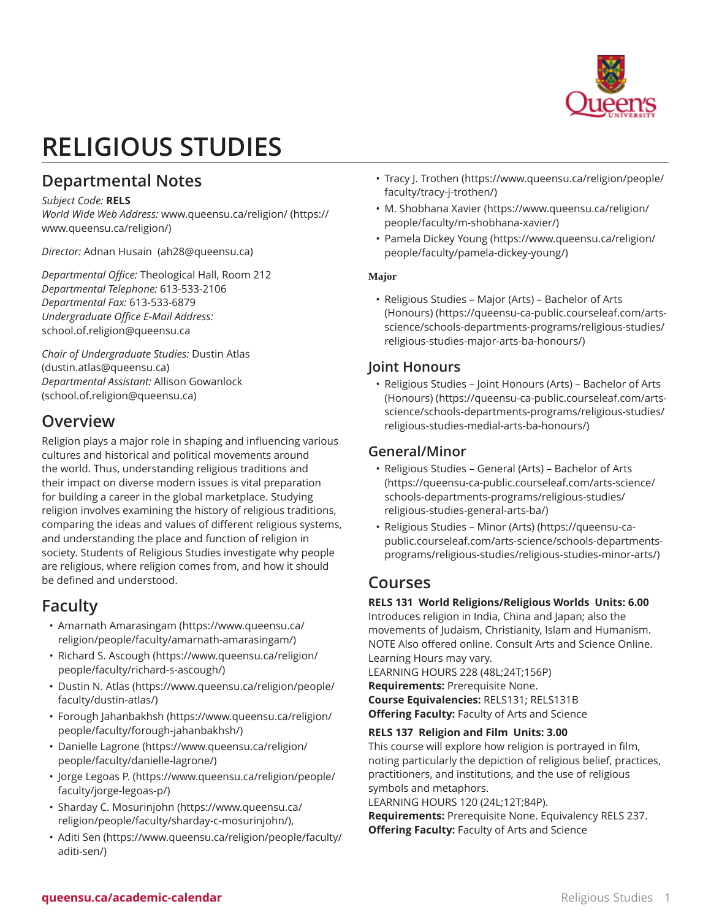# RELIGIOUS STUDIES

## Departmental Notes

*Subject Code:* **RELS**
*World Wide Web Address:* www.queensu.ca/religion/ (https://www.queensu.ca/religion/)

*Director:* Adnan Husain (ah28@queensu.ca)

*Departmental Office:* Theological Hall, Room 212
*Departmental Telephone:* 613-533-2106
*Departmental Fax:* 613-533-6879
*Undergraduate Office E-Mail Address:* school.of.religion@queensu.ca

*Chair of Undergraduate Studies:* Dustin Atlas (dustin.atlas@queensu.ca)
*Departmental Assistant:* Allison Gowanlock (school.of.religion@queensu.ca)

## Overview

Religion plays a major role in shaping and influencing various cultures and historical and political movements around the world. Thus, understanding religious traditions and their impact on diverse modern issues is vital preparation for building a career in the global marketplace. Studying religion involves examining the history of religious traditions, comparing the ideas and values of different religious systems, and understanding the place and function of religion in society. Students of Religious Studies investigate why people are religious, where religion comes from, and how it should be defined and understood.

## Faculty

- Amarnath Amarasingam (https://www.queensu.ca/religion/people/faculty/amarnath-amarasingam/)
- Richard S. Ascough (https://www.queensu.ca/religion/people/faculty/richard-s-ascough/)
- Dustin N. Atlas (https://www.queensu.ca/religion/people/faculty/dustin-atlas/)
- Forough Jahanbakhsh (https://www.queensu.ca/religion/people/faculty/forough-jahanbakhsh/)
- Danielle Lagrone (https://www.queensu.ca/religion/people/faculty/danielle-lagrone/)
- Jorge Legoas P. (https://www.queensu.ca/religion/people/faculty/jorge-legoas-p/)
- Sharday C. Mosurinjohn (https://www.queensu.ca/religion/people/faculty/sharday-c-mosurinjohn/),
- Aditi Sen (https://www.queensu.ca/religion/people/faculty/aditi-sen/)
- Tracy J. Trothen (https://www.queensu.ca/religion/people/faculty/tracy-j-trothen/)
- M. Shobhana Xavier (https://www.queensu.ca/religion/people/faculty/m-shobhana-xavier/)
- Pamela Dickey Young (https://www.queensu.ca/religion/people/faculty/pamela-dickey-young/)

#### Major

- Religious Studies – Major (Arts) – Bachelor of Arts (Honours) (https://queensu-ca-public.courseleaf.com/arts-science/schools-departments-programs/religious-studies/religious-studies-major-arts-ba-honours/)

## Joint Honours

- Religious Studies – Joint Honours (Arts) – Bachelor of Arts (Honours) (https://queensu-ca-public.courseleaf.com/arts-science/schools-departments-programs/religious-studies/religious-studies-medial-arts-ba-honours/)

## General/Minor

- Religious Studies – General (Arts) – Bachelor of Arts (https://queensu-ca-public.courseleaf.com/arts-science/schools-departments-programs/religious-studies/religious-studies-general-arts-ba/)
- Religious Studies – Minor (Arts) (https://queensu-ca-public.courseleaf.com/arts-science/schools-departments-programs/religious-studies/religious-studies-minor-arts/)

## Courses

**RELS 131 World Religions/Religious Worlds Units: 6.00**
Introduces religion in India, China and Japan; also the movements of Judaism, Christianity, Islam and Humanism. NOTE Also offered online. Consult Arts and Science Online. Learning Hours may vary.
LEARNING HOURS 228 (48L;24T;156P)
**Requirements:** Prerequisite None.
**Course Equivalencies:** RELS131; RELS131B
**Offering Faculty:** Faculty of Arts and Science

**RELS 137 Religion and Film Units: 3.00**
This course will explore how religion is portrayed in film, noting particularly the depiction of religious belief, practices, practitioners, and institutions, and the use of religious symbols and metaphors.
LEARNING HOURS 120 (24L;12T;84P).
**Requirements:** Prerequisite None. Equivalency RELS 237.
**Offering Faculty:** Faculty of Arts and Science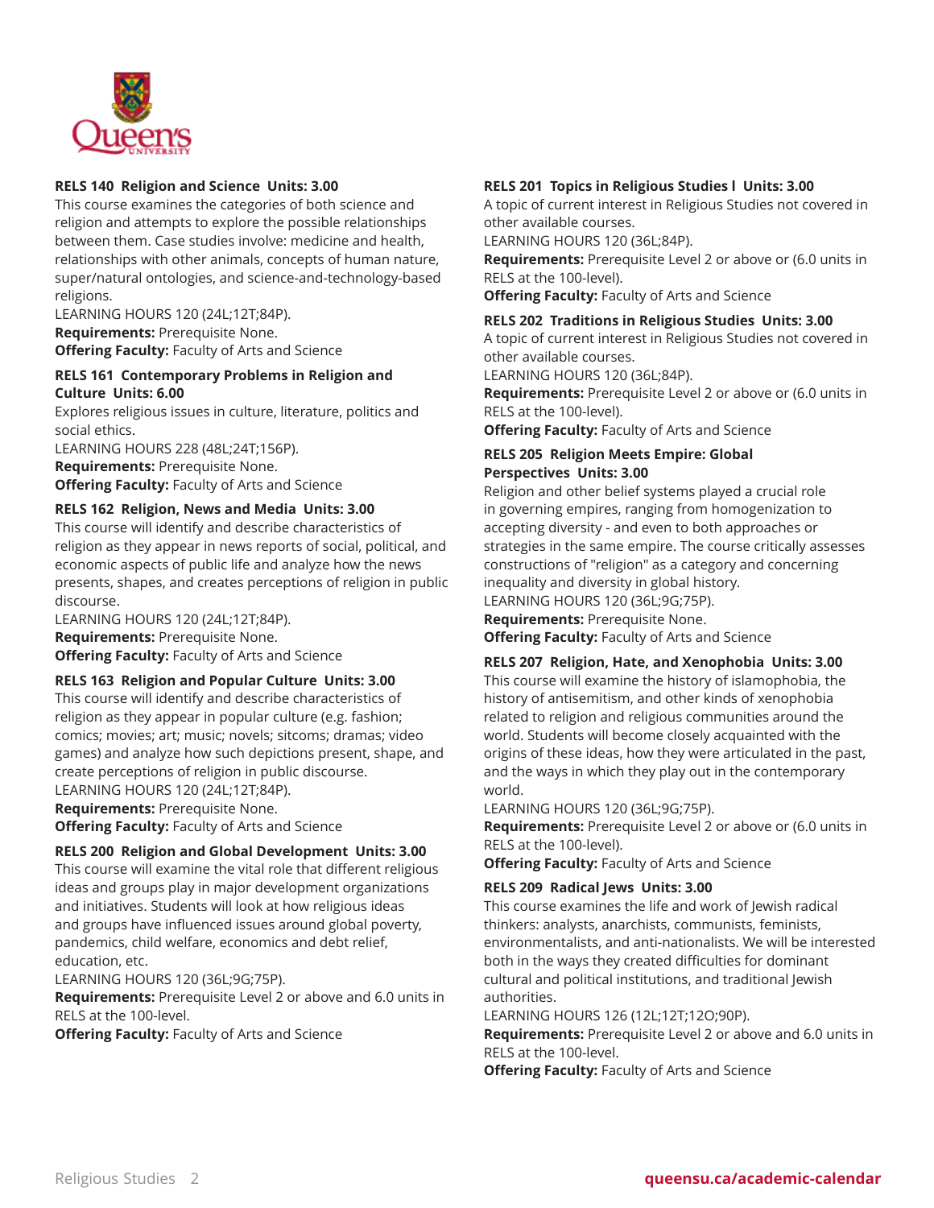#### RELS 140 Religion and Science Units: 3.00

This course examines the categories of both science and religion and attempts to explore the possible relationships between them. Case studies involve: medicine and health, relationships with other animals, concepts of human nature, super/natural ontologies, and science-and-technology-based religions.

LEARNING HOURS 120 (24L;12T;84P).

**Requirements:** Prerequisite None.

**Offering Faculty:** Faculty of Arts and Science

#### RELS 161 Contemporary Problems in Religion and Culture Units: 6.00

Explores religious issues in culture, literature, politics and social ethics.

LEARNING HOURS 228 (48L;24T;156P).

**Requirements:** Prerequisite None.

**Offering Faculty:** Faculty of Arts and Science

#### RELS 162 Religion, News and Media Units: 3.00

This course will identify and describe characteristics of religion as they appear in news reports of social, political, and economic aspects of public life and analyze how the news presents, shapes, and creates perceptions of religion in public discourse.

LEARNING HOURS 120 (24L;12T;84P).

**Requirements:** Prerequisite None.

**Offering Faculty:** Faculty of Arts and Science

#### RELS 163 Religion and Popular Culture Units: 3.00

This course will identify and describe characteristics of religion as they appear in popular culture (e.g. fashion; comics; movies; art; music; novels; sitcoms; dramas; video games) and analyze how such depictions present, shape, and create perceptions of religion in public discourse.

LEARNING HOURS 120 (24L;12T;84P).

**Requirements:** Prerequisite None.

**Offering Faculty:** Faculty of Arts and Science

#### RELS 200 Religion and Global Development Units: 3.00

This course will examine the vital role that different religious ideas and groups play in major development organizations and initiatives. Students will look at how religious ideas and groups have influenced issues around global poverty, pandemics, child welfare, economics and debt relief, education, etc.

LEARNING HOURS 120 (36L;9G;75P).

**Requirements:** Prerequisite Level 2 or above and 6.0 units in RELS at the 100-level.

**Offering Faculty:** Faculty of Arts and Science

#### RELS 201 Topics in Religious Studies I Units: 3.00

A topic of current interest in Religious Studies not covered in other available courses.

LEARNING HOURS 120 (36L;84P).

**Requirements:** Prerequisite Level 2 or above or (6.0 units in RELS at the 100-level).

**Offering Faculty:** Faculty of Arts and Science

#### RELS 202 Traditions in Religious Studies Units: 3.00

A topic of current interest in Religious Studies not covered in other available courses.

LEARNING HOURS 120 (36L;84P).

**Requirements:** Prerequisite Level 2 or above or (6.0 units in RELS at the 100-level).

**Offering Faculty:** Faculty of Arts and Science

#### RELS 205 Religion Meets Empire: Global Perspectives Units: 3.00

Religion and other belief systems played a crucial role in governing empires, ranging from homogenization to accepting diversity - and even to both approaches or strategies in the same empire. The course critically assesses constructions of "religion" as a category and concerning inequality and diversity in global history.

LEARNING HOURS 120 (36L;9G;75P).

**Requirements:** Prerequisite None.

**Offering Faculty:** Faculty of Arts and Science

#### RELS 207 Religion, Hate, and Xenophobia Units: 3.00

This course will examine the history of islamophobia, the history of antisemitism, and other kinds of xenophobia related to religion and religious communities around the world. Students will become closely acquainted with the origins of these ideas, how they were articulated in the past, and the ways in which they play out in the contemporary world.

LEARNING HOURS 120 (36L;9G;75P).

**Requirements:** Prerequisite Level 2 or above or (6.0 units in RELS at the 100-level).

**Offering Faculty:** Faculty of Arts and Science

#### RELS 209 Radical Jews Units: 3.00

This course examines the life and work of Jewish radical thinkers: analysts, anarchists, communists, feminists, environmentalists, and anti-nationalists. We will be interested both in the ways they created difficulties for dominant cultural and political institutions, and traditional Jewish authorities.

LEARNING HOURS 126 (12L;12T;12O;90P).

**Requirements:** Prerequisite Level 2 or above and 6.0 units in RELS at the 100-level.

**Offering Faculty:** Faculty of Arts and Science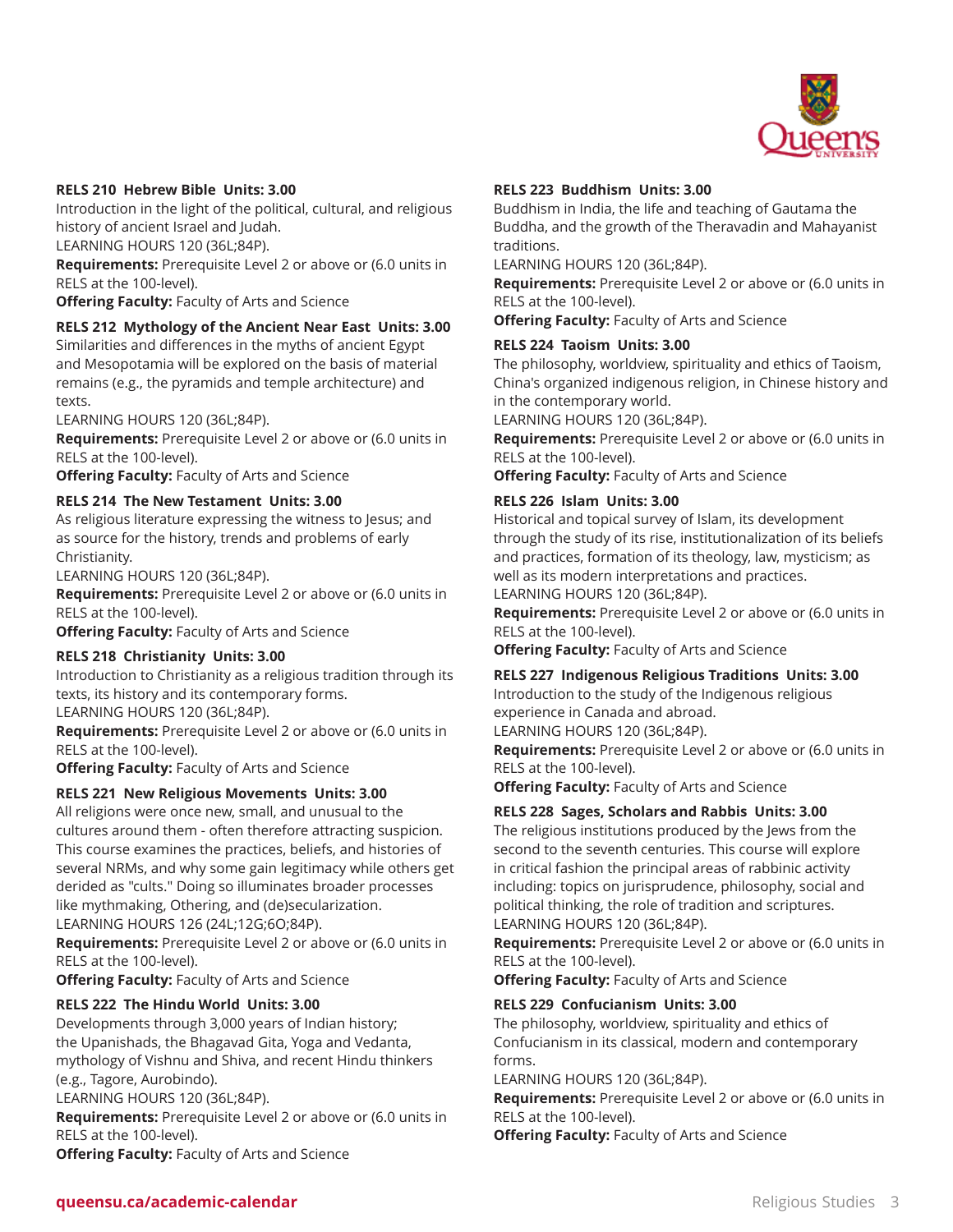**RELS 210 Hebrew Bible Units: 3.00**

Introduction in the light of the political, cultural, and religious history of ancient Israel and Judah.

LEARNING HOURS 120 (36L;84P).

**Requirements:** Prerequisite Level 2 or above or (6.0 units in RELS at the 100-level).

**Offering Faculty:** Faculty of Arts and Science

**RELS 212 Mythology of the Ancient Near East Units: 3.00**

Similarities and differences in the myths of ancient Egypt and Mesopotamia will be explored on the basis of material remains (e.g., the pyramids and temple architecture) and texts.

LEARNING HOURS 120 (36L;84P).

**Requirements:** Prerequisite Level 2 or above or (6.0 units in RELS at the 100-level).

**Offering Faculty:** Faculty of Arts and Science

**RELS 214 The New Testament Units: 3.00**

As religious literature expressing the witness to Jesus; and as source for the history, trends and problems of early Christianity.

LEARNING HOURS 120 (36L;84P).

**Requirements:** Prerequisite Level 2 or above or (6.0 units in RELS at the 100-level).

**Offering Faculty:** Faculty of Arts and Science

**RELS 218 Christianity Units: 3.00**

Introduction to Christianity as a religious tradition through its texts, its history and its contemporary forms.

LEARNING HOURS 120 (36L;84P).

**Requirements:** Prerequisite Level 2 or above or (6.0 units in RELS at the 100-level).

**Offering Faculty:** Faculty of Arts and Science

**RELS 221 New Religious Movements Units: 3.00**

All religions were once new, small, and unusual to the cultures around them - often therefore attracting suspicion. This course examines the practices, beliefs, and histories of several NRMs, and why some gain legitimacy while others get derided as "cults." Doing so illuminates broader processes like mythmaking, Othering, and (de)secularization.

LEARNING HOURS 126 (24L;12G;6O;84P).

**Requirements:** Prerequisite Level 2 or above or (6.0 units in RELS at the 100-level).

**Offering Faculty:** Faculty of Arts and Science

**RELS 222 The Hindu World Units: 3.00**

Developments through 3,000 years of Indian history; the Upanishads, the Bhagavad Gita, Yoga and Vedanta, mythology of Vishnu and Shiva, and recent Hindu thinkers (e.g., Tagore, Aurobindo).

LEARNING HOURS 120 (36L;84P).

**Requirements:** Prerequisite Level 2 or above or (6.0 units in RELS at the 100-level).

**Offering Faculty:** Faculty of Arts and Science

**RELS 223 Buddhism Units: 3.00**

Buddhism in India, the life and teaching of Gautama the Buddha, and the growth of the Theravadin and Mahayanist traditions.

LEARNING HOURS 120 (36L;84P).

**Requirements:** Prerequisite Level 2 or above or (6.0 units in RELS at the 100-level).

**Offering Faculty:** Faculty of Arts and Science

**RELS 224 Taoism Units: 3.00**

The philosophy, worldview, spirituality and ethics of Taoism, China's organized indigenous religion, in Chinese history and in the contemporary world.

LEARNING HOURS 120 (36L;84P).

**Requirements:** Prerequisite Level 2 or above or (6.0 units in RELS at the 100-level).

**Offering Faculty:** Faculty of Arts and Science

**RELS 226 Islam Units: 3.00**

Historical and topical survey of Islam, its development through the study of its rise, institutionalization of its beliefs and practices, formation of its theology, law, mysticism; as well as its modern interpretations and practices.

LEARNING HOURS 120 (36L;84P).

**Requirements:** Prerequisite Level 2 or above or (6.0 units in RELS at the 100-level).

**Offering Faculty:** Faculty of Arts and Science

**RELS 227 Indigenous Religious Traditions Units: 3.00**

Introduction to the study of the Indigenous religious experience in Canada and abroad.

LEARNING HOURS 120 (36L;84P).

**Requirements:** Prerequisite Level 2 or above or (6.0 units in RELS at the 100-level).

**Offering Faculty:** Faculty of Arts and Science

**RELS 228 Sages, Scholars and Rabbis Units: 3.00**

The religious institutions produced by the Jews from the second to the seventh centuries. This course will explore in critical fashion the principal areas of rabbinic activity including: topics on jurisprudence, philosophy, social and political thinking, the role of tradition and scriptures.

LEARNING HOURS 120 (36L;84P).

**Requirements:** Prerequisite Level 2 or above or (6.0 units in RELS at the 100-level).

**Offering Faculty:** Faculty of Arts and Science

**RELS 229 Confucianism Units: 3.00**

The philosophy, worldview, spirituality and ethics of Confucianism in its classical, modern and contemporary forms.

LEARNING HOURS 120 (36L;84P).

**Requirements:** Prerequisite Level 2 or above or (6.0 units in RELS at the 100-level).

**Offering Faculty:** Faculty of Arts and Science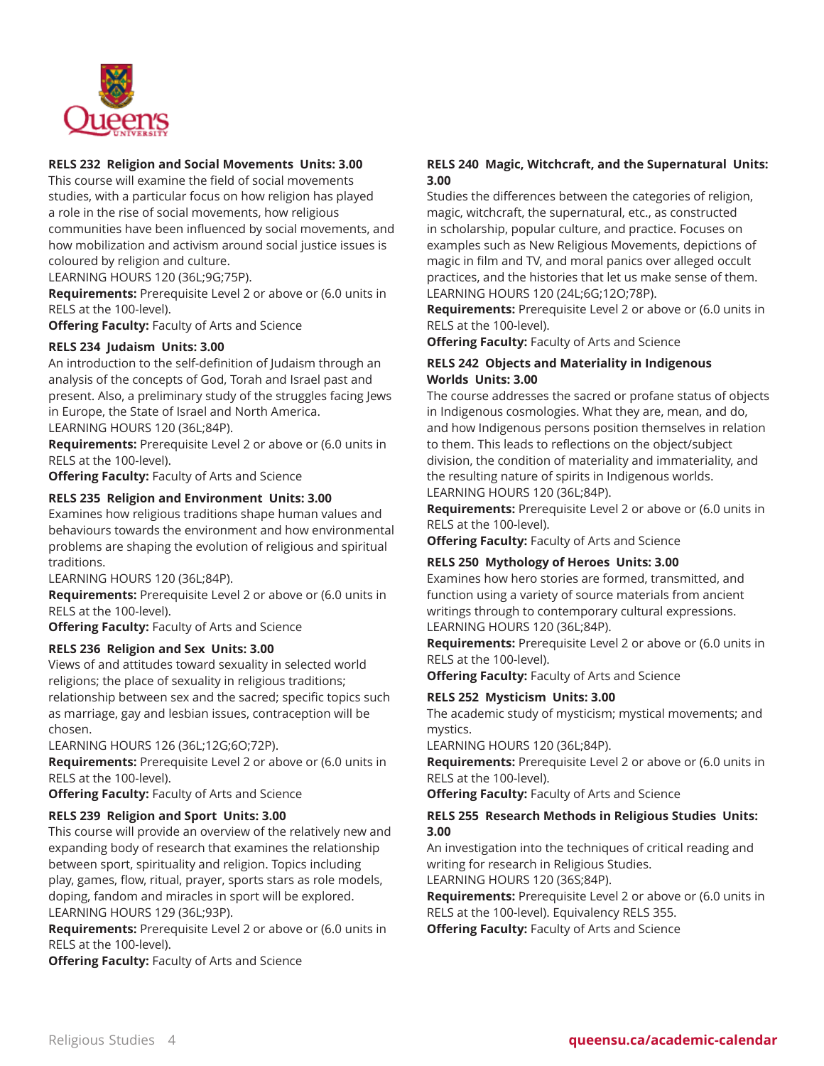### RELS 232 Religion and Social Movements Units: 3.00

This course will examine the field of social movements studies, with a particular focus on how religion has played a role in the rise of social movements, how religious communities have been influenced by social movements, and how mobilization and activism around social justice issues is coloured by religion and culture.

LEARNING HOURS 120 (36L;9G;75P).

**Requirements:** Prerequisite Level 2 or above or (6.0 units in RELS at the 100-level).

**Offering Faculty:** Faculty of Arts and Science

### RELS 234 Judaism Units: 3.00

An introduction to the self-definition of Judaism through an analysis of the concepts of God, Torah and Israel past and present. Also, a preliminary study of the struggles facing Jews in Europe, the State of Israel and North America.

LEARNING HOURS 120 (36L;84P).

**Requirements:** Prerequisite Level 2 or above or (6.0 units in RELS at the 100-level).

**Offering Faculty:** Faculty of Arts and Science

### RELS 235 Religion and Environment Units: 3.00

Examines how religious traditions shape human values and behaviours towards the environment and how environmental problems are shaping the evolution of religious and spiritual traditions.

LEARNING HOURS 120 (36L;84P).

**Requirements:** Prerequisite Level 2 or above or (6.0 units in RELS at the 100-level).

**Offering Faculty:** Faculty of Arts and Science

### RELS 236 Religion and Sex Units: 3.00

Views of and attitudes toward sexuality in selected world religions; the place of sexuality in religious traditions; relationship between sex and the sacred; specific topics such as marriage, gay and lesbian issues, contraception will be chosen.

LEARNING HOURS 126 (36L;12G;6O;72P).

**Requirements:** Prerequisite Level 2 or above or (6.0 units in RELS at the 100-level).

**Offering Faculty:** Faculty of Arts and Science

### RELS 239 Religion and Sport Units: 3.00

This course will provide an overview of the relatively new and expanding body of research that examines the relationship between sport, spirituality and religion. Topics including play, games, flow, ritual, prayer, sports stars as role models, doping, fandom and miracles in sport will be explored.

LEARNING HOURS 129 (36L;93P).

**Requirements:** Prerequisite Level 2 or above or (6.0 units in RELS at the 100-level).

**Offering Faculty:** Faculty of Arts and Science

### RELS 240 Magic, Witchcraft, and the Supernatural Units: 3.00

Studies the differences between the categories of religion, magic, witchcraft, the supernatural, etc., as constructed in scholarship, popular culture, and practice. Focuses on examples such as New Religious Movements, depictions of magic in film and TV, and moral panics over alleged occult practices, and the histories that let us make sense of them.

LEARNING HOURS 120 (24L;6G;12O;78P).

**Requirements:** Prerequisite Level 2 or above or (6.0 units in RELS at the 100-level).

**Offering Faculty:** Faculty of Arts and Science

### RELS 242 Objects and Materiality in Indigenous Worlds Units: 3.00

The course addresses the sacred or profane status of objects in Indigenous cosmologies. What they are, mean, and do, and how Indigenous persons position themselves in relation to them. This leads to reflections on the object/subject division, the condition of materiality and immateriality, and the resulting nature of spirits in Indigenous worlds.

LEARNING HOURS 120 (36L;84P).

**Requirements:** Prerequisite Level 2 or above or (6.0 units in RELS at the 100-level).

**Offering Faculty:** Faculty of Arts and Science

### RELS 250 Mythology of Heroes Units: 3.00

Examines how hero stories are formed, transmitted, and function using a variety of source materials from ancient writings through to contemporary cultural expressions.

LEARNING HOURS 120 (36L;84P).

**Requirements:** Prerequisite Level 2 or above or (6.0 units in RELS at the 100-level).

**Offering Faculty:** Faculty of Arts and Science

### RELS 252 Mysticism Units: 3.00

The academic study of mysticism; mystical movements; and mystics.

LEARNING HOURS 120 (36L;84P).

**Requirements:** Prerequisite Level 2 or above or (6.0 units in RELS at the 100-level).

**Offering Faculty:** Faculty of Arts and Science

### RELS 255 Research Methods in Religious Studies Units: 3.00

An investigation into the techniques of critical reading and writing for research in Religious Studies.

LEARNING HOURS 120 (36S;84P).

**Requirements:** Prerequisite Level 2 or above or (6.0 units in RELS at the 100-level). Equivalency RELS 355.

**Offering Faculty:** Faculty of Arts and Science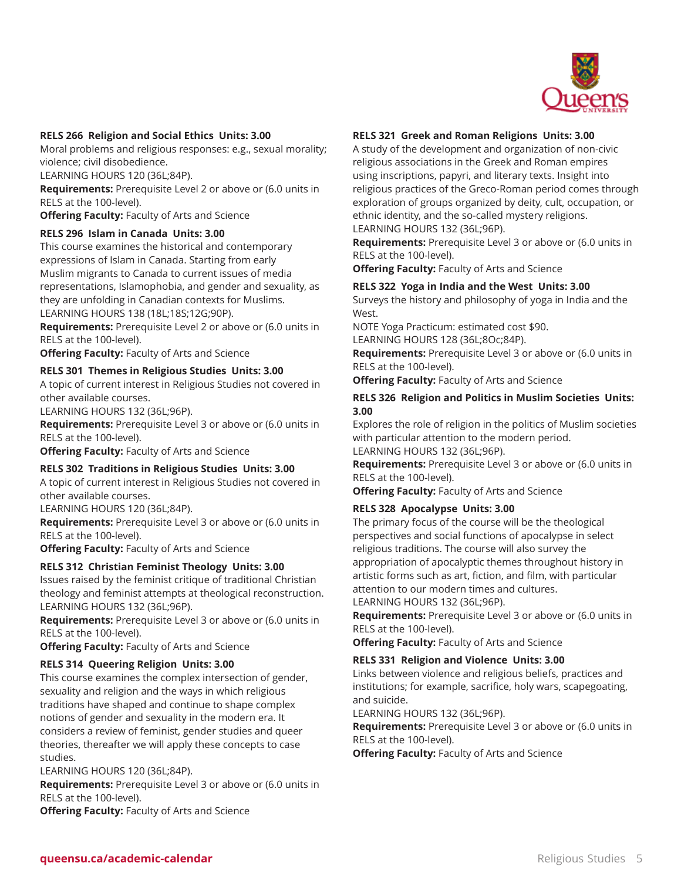**RELS 266 Religion and Social Ethics Units: 3.00**
Moral problems and religious responses: e.g., sexual morality; violence; civil disobedience.
LEARNING HOURS 120 (36L;84P).
**Requirements:** Prerequisite Level 2 or above or (6.0 units in RELS at the 100-level).
**Offering Faculty:** Faculty of Arts and Science

**RELS 296 Islam in Canada Units: 3.00**
This course examines the historical and contemporary expressions of Islam in Canada. Starting from early Muslim migrants to Canada to current issues of media representations, Islamophobia, and gender and sexuality, as they are unfolding in Canadian contexts for Muslims.
LEARNING HOURS 138 (18L;18S;12G;90P).
**Requirements:** Prerequisite Level 2 or above or (6.0 units in RELS at the 100-level).
**Offering Faculty:** Faculty of Arts and Science

**RELS 301 Themes in Religious Studies Units: 3.00**
A topic of current interest in Religious Studies not covered in other available courses.
LEARNING HOURS 132 (36L;96P).
**Requirements:** Prerequisite Level 3 or above or (6.0 units in RELS at the 100-level).
**Offering Faculty:** Faculty of Arts and Science

**RELS 302 Traditions in Religious Studies Units: 3.00**
A topic of current interest in Religious Studies not covered in other available courses.
LEARNING HOURS 120 (36L;84P).
**Requirements:** Prerequisite Level 3 or above or (6.0 units in RELS at the 100-level).
**Offering Faculty:** Faculty of Arts and Science

**RELS 312 Christian Feminist Theology Units: 3.00**
Issues raised by the feminist critique of traditional Christian theology and feminist attempts at theological reconstruction.
LEARNING HOURS 132 (36L;96P).
**Requirements:** Prerequisite Level 3 or above or (6.0 units in RELS at the 100-level).
**Offering Faculty:** Faculty of Arts and Science

**RELS 314 Queering Religion Units: 3.00**
This course examines the complex intersection of gender, sexuality and religion and the ways in which religious traditions have shaped and continue to shape complex notions of gender and sexuality in the modern era. It considers a review of feminist, gender studies and queer theories, thereafter we will apply these concepts to case studies.
LEARNING HOURS 120 (36L;84P).
**Requirements:** Prerequisite Level 3 or above or (6.0 units in RELS at the 100-level).
**Offering Faculty:** Faculty of Arts and Science

**RELS 321 Greek and Roman Religions Units: 3.00**
A study of the development and organization of non-civic religious associations in the Greek and Roman empires using inscriptions, papyri, and literary texts. Insight into religious practices of the Greco-Roman period comes through exploration of groups organized by deity, cult, occupation, or ethnic identity, and the so-called mystery religions.
LEARNING HOURS 132 (36L;96P).
**Requirements:** Prerequisite Level 3 or above or (6.0 units in RELS at the 100-level).
**Offering Faculty:** Faculty of Arts and Science

**RELS 322 Yoga in India and the West Units: 3.00**
Surveys the history and philosophy of yoga in India and the West.
NOTE Yoga Practicum: estimated cost $90.
LEARNING HOURS 128 (36L;8Oc;84P).
**Requirements:** Prerequisite Level 3 or above or (6.0 units in RELS at the 100-level).
**Offering Faculty:** Faculty of Arts and Science

**RELS 326 Religion and Politics in Muslim Societies Units: 3.00**
Explores the role of religion in the politics of Muslim societies with particular attention to the modern period.
LEARNING HOURS 132 (36L;96P).
**Requirements:** Prerequisite Level 3 or above or (6.0 units in RELS at the 100-level).
**Offering Faculty:** Faculty of Arts and Science

**RELS 328 Apocalypse Units: 3.00**
The primary focus of the course will be the theological perspectives and social functions of apocalypse in select religious traditions. The course will also survey the appropriation of apocalyptic themes throughout history in artistic forms such as art, fiction, and film, with particular attention to our modern times and cultures.
LEARNING HOURS 132 (36L;96P).
**Requirements:** Prerequisite Level 3 or above or (6.0 units in RELS at the 100-level).
**Offering Faculty:** Faculty of Arts and Science

**RELS 331 Religion and Violence Units: 3.00**
Links between violence and religious beliefs, practices and institutions; for example, sacrifice, holy wars, scapegoating, and suicide.
LEARNING HOURS 132 (36L;96P).
**Requirements:** Prerequisite Level 3 or above or (6.0 units in RELS at the 100-level).
**Offering Faculty:** Faculty of Arts and Science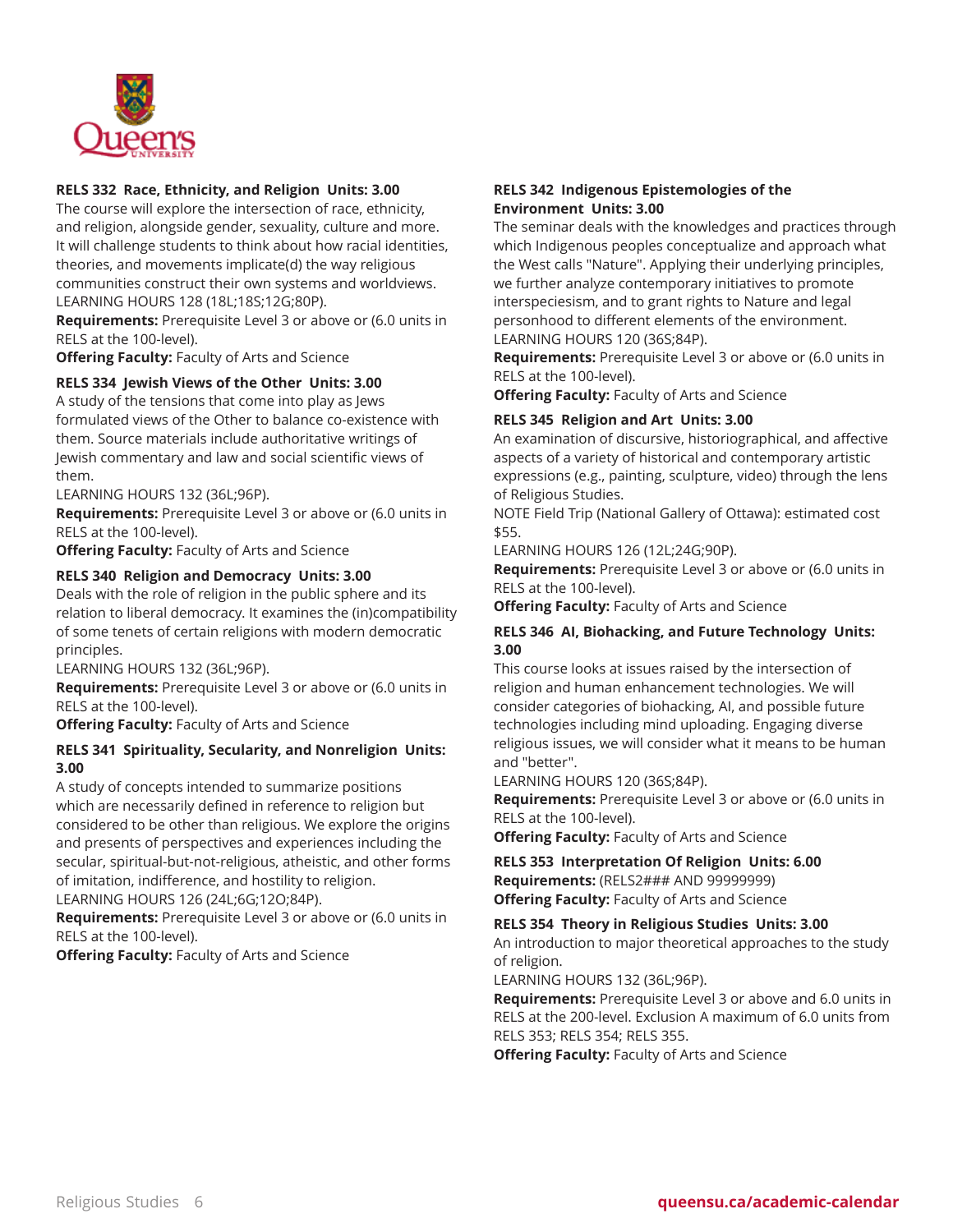### RELS 332 Race, Ethnicity, and Religion Units: 3.00

The course will explore the intersection of race, ethnicity, and religion, alongside gender, sexuality, culture and more. It will challenge students to think about how racial identities, theories, and movements implicate(d) the way religious communities construct their own systems and worldviews.
LEARNING HOURS 128 (18L;18S;12G;80P).

**Requirements:** Prerequisite Level 3 or above or (6.0 units in RELS at the 100-level).

**Offering Faculty:** Faculty of Arts and Science

### RELS 334 Jewish Views of the Other Units: 3.00

A study of the tensions that come into play as Jews formulated views of the Other to balance co-existence with them. Source materials include authoritative writings of Jewish commentary and law and social scientific views of them.
LEARNING HOURS 132 (36L;96P).

**Requirements:** Prerequisite Level 3 or above or (6.0 units in RELS at the 100-level).

**Offering Faculty:** Faculty of Arts and Science

### RELS 340 Religion and Democracy Units: 3.00

Deals with the role of religion in the public sphere and its relation to liberal democracy. It examines the (in)compatibility of some tenets of certain religions with modern democratic principles.
LEARNING HOURS 132 (36L;96P).

**Requirements:** Prerequisite Level 3 or above or (6.0 units in RELS at the 100-level).

**Offering Faculty:** Faculty of Arts and Science

### RELS 341 Spirituality, Secularity, and Nonreligion Units: 3.00

A study of concepts intended to summarize positions which are necessarily defined in reference to religion but considered to be other than religious. We explore the origins and presents of perspectives and experiences including the secular, spiritual-but-not-religious, atheistic, and other forms of imitation, indifference, and hostility to religion.
LEARNING HOURS 126 (24L;6G;12O;84P).

**Requirements:** Prerequisite Level 3 or above or (6.0 units in RELS at the 100-level).

**Offering Faculty:** Faculty of Arts and Science

### RELS 342 Indigenous Epistemologies of the Environment Units: 3.00

The seminar deals with the knowledges and practices through which Indigenous peoples conceptualize and approach what the West calls "Nature". Applying their underlying principles, we further analyze contemporary initiatives to promote interspeciesism, and to grant rights to Nature and legal personhood to different elements of the environment.
LEARNING HOURS 120 (36S;84P).

**Requirements:** Prerequisite Level 3 or above or (6.0 units in RELS at the 100-level).

**Offering Faculty:** Faculty of Arts and Science

### RELS 345 Religion and Art Units: 3.00

An examination of discursive, historiographical, and affective aspects of a variety of historical and contemporary artistic expressions (e.g., painting, sculpture, video) through the lens of Religious Studies.

NOTE Field Trip (National Gallery of Ottawa): estimated cost $55.

LEARNING HOURS 126 (12L;24G;90P).

**Requirements:** Prerequisite Level 3 or above or (6.0 units in RELS at the 100-level).

**Offering Faculty:** Faculty of Arts and Science

### RELS 346 AI, Biohacking, and Future Technology Units: 3.00

This course looks at issues raised by the intersection of religion and human enhancement technologies. We will consider categories of biohacking, AI, and possible future technologies including mind uploading. Engaging diverse religious issues, we will consider what it means to be human and "better".
LEARNING HOURS 120 (36S;84P).

**Requirements:** Prerequisite Level 3 or above or (6.0 units in RELS at the 100-level).

**Offering Faculty:** Faculty of Arts and Science

### RELS 353 Interpretation Of Religion Units: 6.00

**Requirements:** (RELS2### AND 99999999)

**Offering Faculty:** Faculty of Arts and Science

### RELS 354 Theory in Religious Studies Units: 3.00

An introduction to major theoretical approaches to the study of religion.
LEARNING HOURS 132 (36L;96P).

**Requirements:** Prerequisite Level 3 or above and 6.0 units in RELS at the 200-level. Exclusion A maximum of 6.0 units from RELS 353; RELS 354; RELS 355.

**Offering Faculty:** Faculty of Arts and Science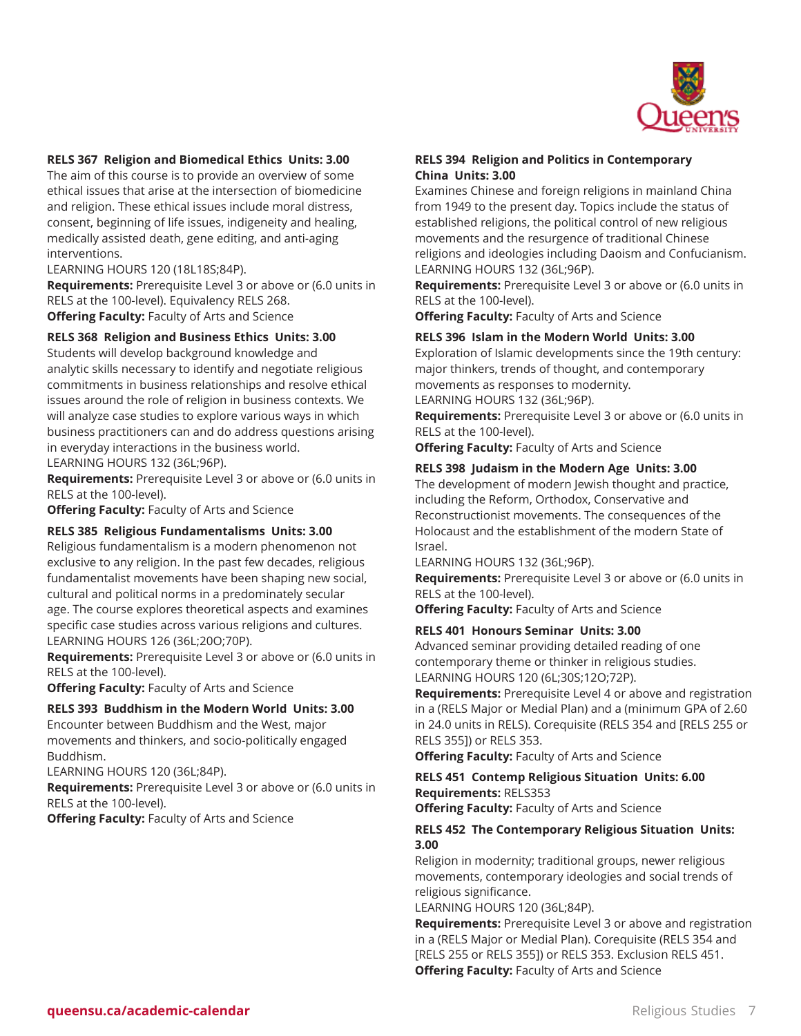**RELS 367 Religion and Biomedical Ethics Units: 3.00**
The aim of this course is to provide an overview of some ethical issues that arise at the intersection of biomedicine and religion. These ethical issues include moral distress, consent, beginning of life issues, indigeneity and healing, medically assisted death, gene editing, and anti-aging interventions.
LEARNING HOURS 120 (18L18S;84P).
**Requirements:** Prerequisite Level 3 or above or (6.0 units in RELS at the 100-level). Equivalency RELS 268.
**Offering Faculty:** Faculty of Arts and Science

**RELS 368 Religion and Business Ethics Units: 3.00**
Students will develop background knowledge and analytic skills necessary to identify and negotiate religious commitments in business relationships and resolve ethical issues around the role of religion in business contexts. We will analyze case studies to explore various ways in which business practitioners can and do address questions arising in everyday interactions in the business world.
LEARNING HOURS 132 (36L;96P).
**Requirements:** Prerequisite Level 3 or above or (6.0 units in RELS at the 100-level).
**Offering Faculty:** Faculty of Arts and Science

**RELS 385 Religious Fundamentalisms Units: 3.00**
Religious fundamentalism is a modern phenomenon not exclusive to any religion. In the past few decades, religious fundamentalist movements have been shaping new social, cultural and political norms in a predominately secular age. The course explores theoretical aspects and examines specific case studies across various religions and cultures.
LEARNING HOURS 126 (36L;20O;70P).
**Requirements:** Prerequisite Level 3 or above or (6.0 units in RELS at the 100-level).
**Offering Faculty:** Faculty of Arts and Science

**RELS 393 Buddhism in the Modern World Units: 3.00**
Encounter between Buddhism and the West, major movements and thinkers, and socio-politically engaged Buddhism.
LEARNING HOURS 120 (36L;84P).
**Requirements:** Prerequisite Level 3 or above or (6.0 units in RELS at the 100-level).
**Offering Faculty:** Faculty of Arts and Science

**RELS 394 Religion and Politics in Contemporary China Units: 3.00**
Examines Chinese and foreign religions in mainland China from 1949 to the present day. Topics include the status of established religions, the political control of new religious movements and the resurgence of traditional Chinese religions and ideologies including Daoism and Confucianism.
LEARNING HOURS 132 (36L;96P).
**Requirements:** Prerequisite Level 3 or above or (6.0 units in RELS at the 100-level).
**Offering Faculty:** Faculty of Arts and Science

**RELS 396 Islam in the Modern World Units: 3.00**
Exploration of Islamic developments since the 19th century: major thinkers, trends of thought, and contemporary movements as responses to modernity.
LEARNING HOURS 132 (36L;96P).
**Requirements:** Prerequisite Level 3 or above or (6.0 units in RELS at the 100-level).
**Offering Faculty:** Faculty of Arts and Science

**RELS 398 Judaism in the Modern Age Units: 3.00**
The development of modern Jewish thought and practice, including the Reform, Orthodox, Conservative and Reconstructionist movements. The consequences of the Holocaust and the establishment of the modern State of Israel.
LEARNING HOURS 132 (36L;96P).
**Requirements:** Prerequisite Level 3 or above or (6.0 units in RELS at the 100-level).
**Offering Faculty:** Faculty of Arts and Science

**RELS 401 Honours Seminar Units: 3.00**
Advanced seminar providing detailed reading of one contemporary theme or thinker in religious studies.
LEARNING HOURS 120 (6L;30S;12O;72P).
**Requirements:** Prerequisite Level 4 or above and registration in a (RELS Major or Medial Plan) and a (minimum GPA of 2.60 in 24.0 units in RELS). Corequisite (RELS 354 and [RELS 255 or RELS 355]) or RELS 353.
**Offering Faculty:** Faculty of Arts and Science

**RELS 451 Contemp Religious Situation Units: 6.00**
**Requirements:** RELS353
**Offering Faculty:** Faculty of Arts and Science

**RELS 452 The Contemporary Religious Situation Units: 3.00**
Religion in modernity; traditional groups, newer religious movements, contemporary ideologies and social trends of religious significance.
LEARNING HOURS 120 (36L;84P).
**Requirements:** Prerequisite Level 3 or above and registration in a (RELS Major or Medial Plan). Corequisite (RELS 354 and [RELS 255 or RELS 355]) or RELS 353. Exclusion RELS 451.
**Offering Faculty:** Faculty of Arts and Science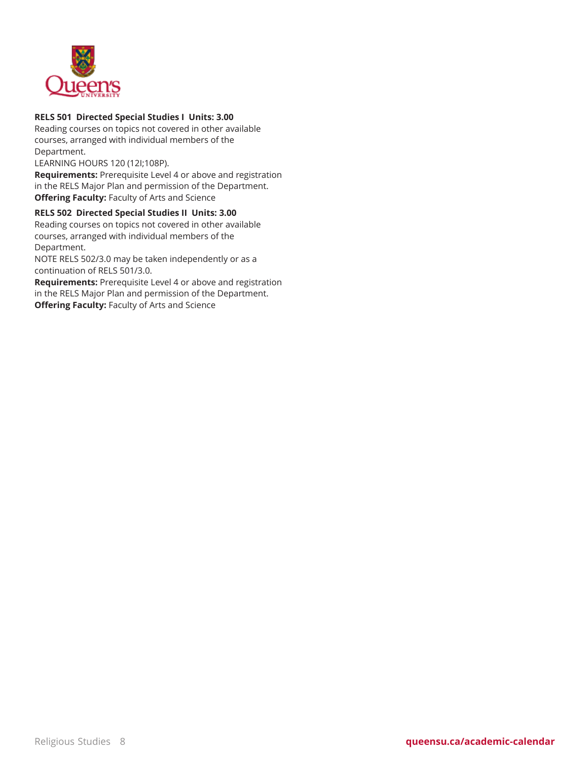**RELS 501 Directed Special Studies I Units: 3.00**
Reading courses on topics not covered in other available courses, arranged with individual members of the Department.
LEARNING HOURS 120 (12I;108P).
**Requirements:** Prerequisite Level 4 or above and registration in the RELS Major Plan and permission of the Department.
**Offering Faculty:** Faculty of Arts and Science

**RELS 502 Directed Special Studies II Units: 3.00**
Reading courses on topics not covered in other available courses, arranged with individual members of the Department.
NOTE RELS 502/3.0 may be taken independently or as a continuation of RELS 501/3.0.
**Requirements:** Prerequisite Level 4 or above and registration in the RELS Major Plan and permission of the Department.
**Offering Faculty:** Faculty of Arts and Science